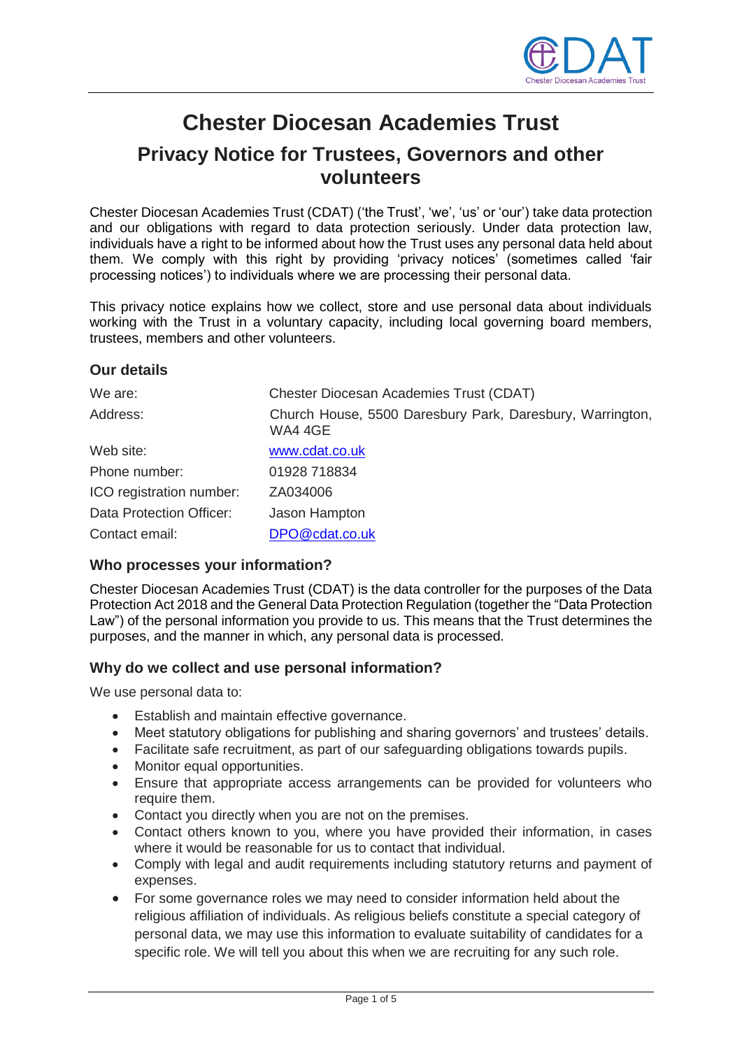# Chester Diocesan Academies Trust

## Privacy Notice for Trustees, Governors and other volunteers

Chester Diocesan Academies Trust (CDAT) ('the Trust', 'we', 'us' or 'our') take data protection and our obligations with regard to data protection seriously. Under data protection law, individuals have a right to be informed about how the Trust uses any personal data held about them. We comply with this right by providing 'privacy notices' (sometimes called 'fair processing notices') to individuals where we are processing their personal data.

This privacy notice explains how we collect, store and use personal data about individuals working with the Trust in a voluntary capacity, including local governing board members, trustees, members and other volunteers.

### Our details

| | |
|---|---|
| We are: | Chester Diocesan Academies Trust (CDAT) |
| Address: | Church House, 5500 Daresbury Park, Daresbury, Warrington, WA4 4GE |
| Web site: | www.cdat.co.uk |
| Phone number: | 01928 718834 |
| ICO registration number: | ZA034006 |
| Data Protection Officer: | Jason Hampton |
| Contact email: | DPO@cdat.co.uk |

### Who processes your information?

Chester Diocesan Academies Trust (CDAT) is the data controller for the purposes of the Data Protection Act 2018 and the General Data Protection Regulation (together the "Data Protection Law") of the personal information you provide to us. This means that the Trust determines the purposes, and the manner in which, any personal data is processed.

### Why do we collect and use personal information?

We use personal data to:

- Establish and maintain effective governance.
- Meet statutory obligations for publishing and sharing governors' and trustees' details.
- Facilitate safe recruitment, as part of our safeguarding obligations towards pupils.
- Monitor equal opportunities.
- Ensure that appropriate access arrangements can be provided for volunteers who require them.
- Contact you directly when you are not on the premises.
- Contact others known to you, where you have provided their information, in cases where it would be reasonable for us to contact that individual.
- Comply with legal and audit requirements including statutory returns and payment of expenses.
- For some governance roles we may need to consider information held about the religious affiliation of individuals. As religious beliefs constitute a special category of personal data, we may use this information to evaluate suitability of candidates for a specific role. We will tell you about this when we are recruiting for any such role.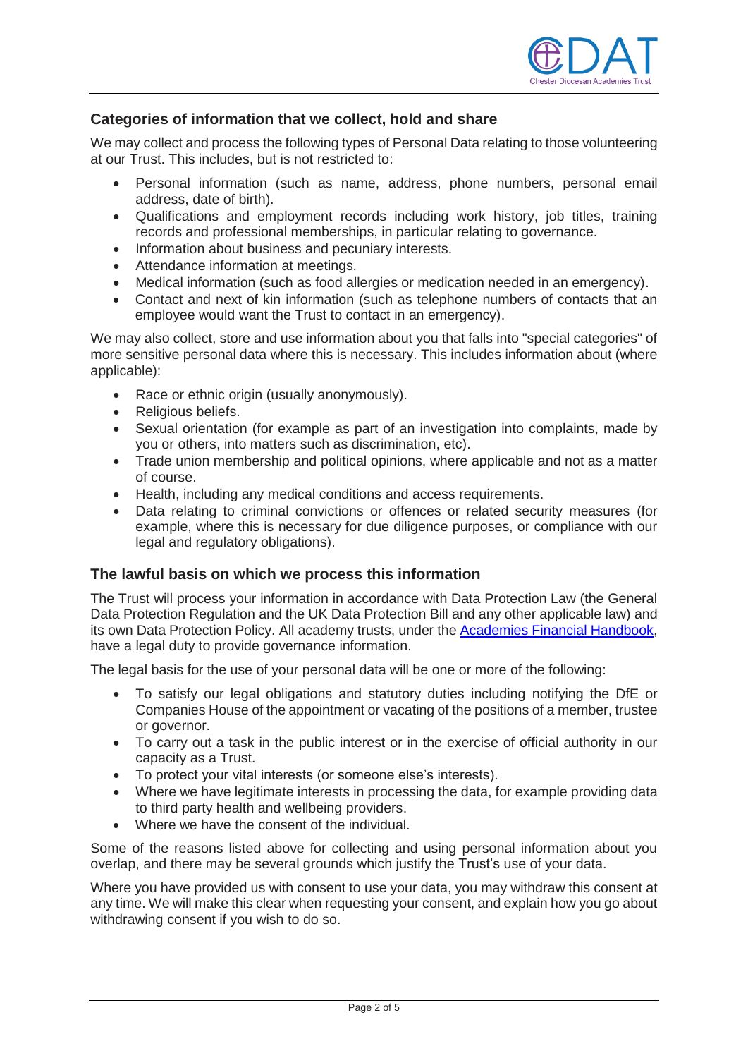## Categories of information that we collect, hold and share

We may collect and process the following types of Personal Data relating to those volunteering at our Trust. This includes, but is not restricted to:

- Personal information (such as name, address, phone numbers, personal email address, date of birth).
- Qualifications and employment records including work history, job titles, training records and professional memberships, in particular relating to governance.
- Information about business and pecuniary interests.
- Attendance information at meetings.
- Medical information (such as food allergies or medication needed in an emergency).
- Contact and next of kin information (such as telephone numbers of contacts that an employee would want the Trust to contact in an emergency).

We may also collect, store and use information about you that falls into "special categories" of more sensitive personal data where this is necessary. This includes information about (where applicable):

- Race or ethnic origin (usually anonymously).
- Religious beliefs.
- Sexual orientation (for example as part of an investigation into complaints, made by you or others, into matters such as discrimination, etc).
- Trade union membership and political opinions, where applicable and not as a matter of course.
- Health, including any medical conditions and access requirements.
- Data relating to criminal convictions or offences or related security measures (for example, where this is necessary for due diligence purposes, or compliance with our legal and regulatory obligations).

## The lawful basis on which we process this information

The Trust will process your information in accordance with Data Protection Law (the General Data Protection Regulation and the UK Data Protection Bill and any other applicable law) and its own Data Protection Policy. All academy trusts, under the Academies Financial Handbook, have a legal duty to provide governance information.

The legal basis for the use of your personal data will be one or more of the following:

- To satisfy our legal obligations and statutory duties including notifying the DfE or Companies House of the appointment or vacating of the positions of a member, trustee or governor.
- To carry out a task in the public interest or in the exercise of official authority in our capacity as a Trust.
- To protect your vital interests (or someone else's interests).
- Where we have legitimate interests in processing the data, for example providing data to third party health and wellbeing providers.
- Where we have the consent of the individual.

Some of the reasons listed above for collecting and using personal information about you overlap, and there may be several grounds which justify the Trust's use of your data.

Where you have provided us with consent to use your data, you may withdraw this consent at any time. We will make this clear when requesting your consent, and explain how you go about withdrawing consent if you wish to do so.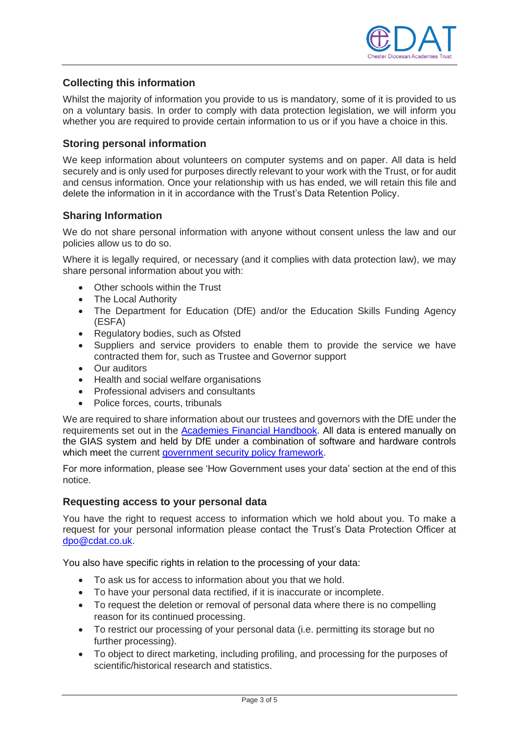## Collecting this information

Whilst the majority of information you provide to us is mandatory, some of it is provided to us on a voluntary basis. In order to comply with data protection legislation, we will inform you whether you are required to provide certain information to us or if you have a choice in this.

## Storing personal information

We keep information about volunteers on computer systems and on paper. All data is held securely and is only used for purposes directly relevant to your work with the Trust, or for audit and census information. Once your relationship with us has ended, we will retain this file and delete the information in it in accordance with the Trust's Data Retention Policy.

## Sharing Information

We do not share personal information with anyone without consent unless the law and our policies allow us to do so.

Where it is legally required, or necessary (and it complies with data protection law), we may share personal information about you with:

- Other schools within the Trust
- The Local Authority
- The Department for Education (DfE) and/or the Education Skills Funding Agency (ESFA)
- Regulatory bodies, such as Ofsted
- Suppliers and service providers to enable them to provide the service we have contracted them for, such as Trustee and Governor support
- Our auditors
- Health and social welfare organisations
- Professional advisers and consultants
- Police forces, courts, tribunals

We are required to share information about our trustees and governors with the DfE under the requirements set out in the Academies Financial Handbook. All data is entered manually on the GIAS system and held by DfE under a combination of software and hardware controls which meet the current government security policy framework.

For more information, please see 'How Government uses your data' section at the end of this notice.

## Requesting access to your personal data

You have the right to request access to information which we hold about you. To make a request for your personal information please contact the Trust's Data Protection Officer at dpo@cdat.co.uk.

You also have specific rights in relation to the processing of your data:

- To ask us for access to information about you that we hold.
- To have your personal data rectified, if it is inaccurate or incomplete.
- To request the deletion or removal of personal data where there is no compelling reason for its continued processing.
- To restrict our processing of your personal data (i.e. permitting its storage but no further processing).
- To object to direct marketing, including profiling, and processing for the purposes of scientific/historical research and statistics.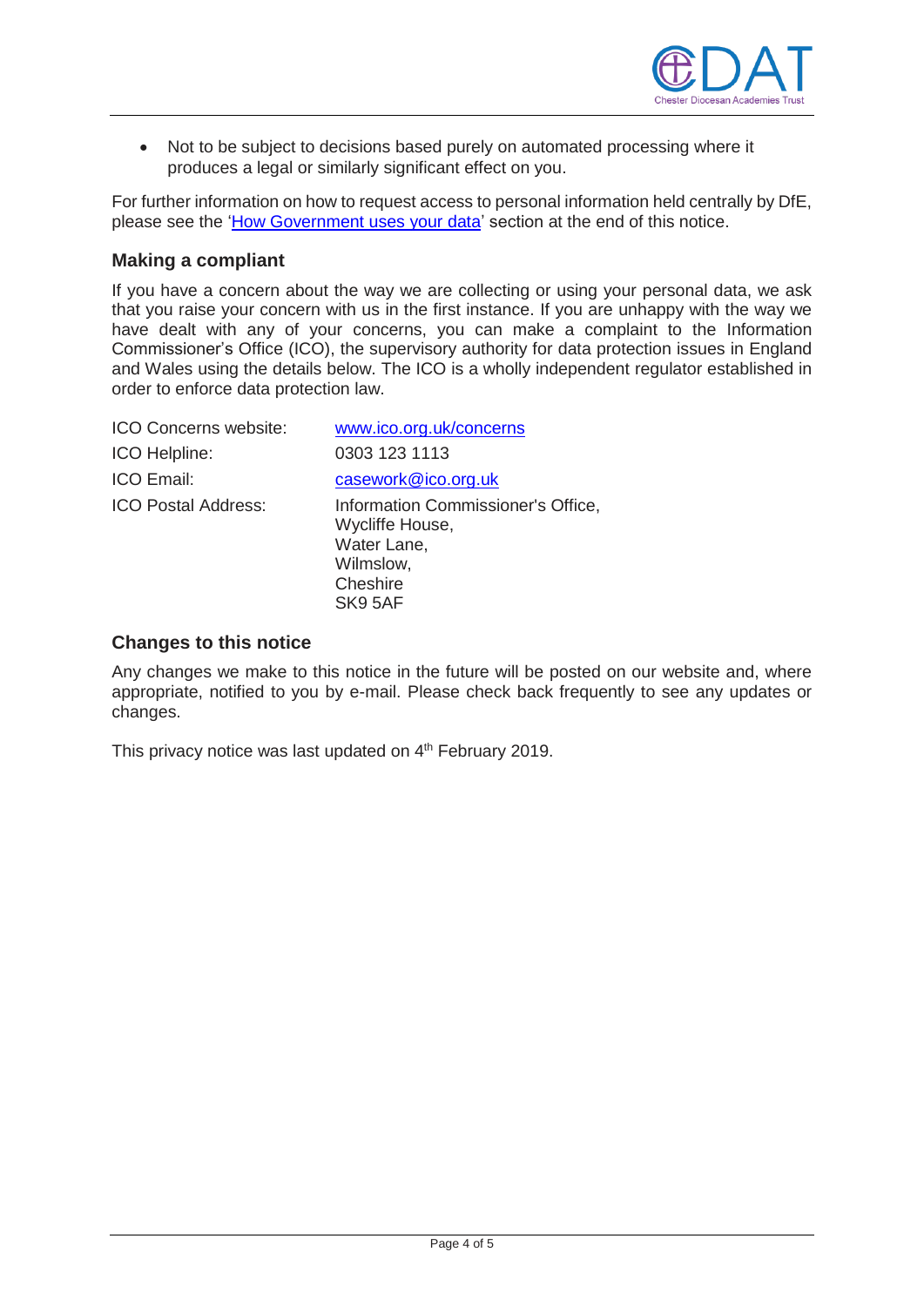- Not to be subject to decisions based purely on automated processing where it produces a legal or similarly significant effect on you.

For further information on how to request access to personal information held centrally by DfE, please see the '[How Government uses your data](#)' section at the end of this notice.

### Making a compliant

If you have a concern about the way we are collecting or using your personal data, we ask that you raise your concern with us in the first instance. If you are unhappy with the way we have dealt with any of your concerns, you can make a complaint to the Information Commissioner's Office (ICO), the supervisory authority for data protection issues in England and Wales using the details below. The ICO is a wholly independent regulator established in order to enforce data protection law.

| | |
|---|---|
| ICO Concerns website: | www.ico.org.uk/concerns |
| ICO Helpline: | 0303 123 1113 |
| ICO Email: | casework@ico.org.uk |
| ICO Postal Address: | Information Commissioner's Office, Wycliffe House, Water Lane, Wilmslow, Cheshire SK9 5AF |

### Changes to this notice

Any changes we make to this notice in the future will be posted on our website and, where appropriate, notified to you by e-mail. Please check back frequently to see any updates or changes.

This privacy notice was last updated on 4th February 2019.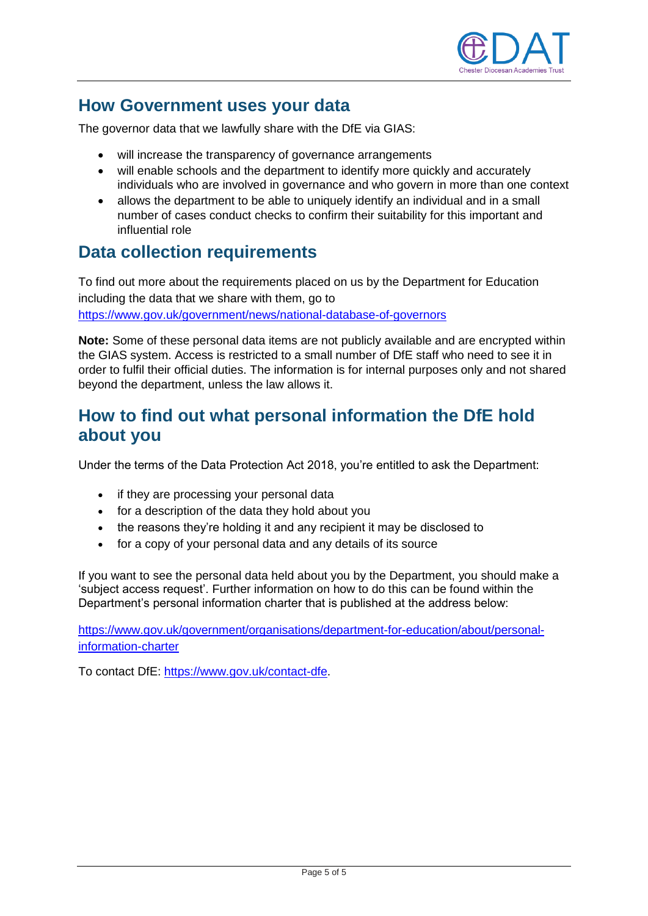## How Government uses your data

The governor data that we lawfully share with the DfE via GIAS:

- will increase the transparency of governance arrangements
- will enable schools and the department to identify more quickly and accurately individuals who are involved in governance and who govern in more than one context
- allows the department to be able to uniquely identify an individual and in a small number of cases conduct checks to confirm their suitability for this important and influential role

## Data collection requirements

To find out more about the requirements placed on us by the Department for Education including the data that we share with them, go to https://www.gov.uk/government/news/national-database-of-governors

**Note:** Some of these personal data items are not publicly available and are encrypted within the GIAS system. Access is restricted to a small number of DfE staff who need to see it in order to fulfil their official duties. The information is for internal purposes only and not shared beyond the department, unless the law allows it.

## How to find out what personal information the DfE hold about you

Under the terms of the Data Protection Act 2018, you're entitled to ask the Department:

- if they are processing your personal data
- for a description of the data they hold about you
- the reasons they're holding it and any recipient it may be disclosed to
- for a copy of your personal data and any details of its source

If you want to see the personal data held about you by the Department, you should make a 'subject access request'. Further information on how to do this can be found within the Department's personal information charter that is published at the address below:

https://www.gov.uk/government/organisations/department-for-education/about/personal-information-charter

To contact DfE: https://www.gov.uk/contact-dfe.